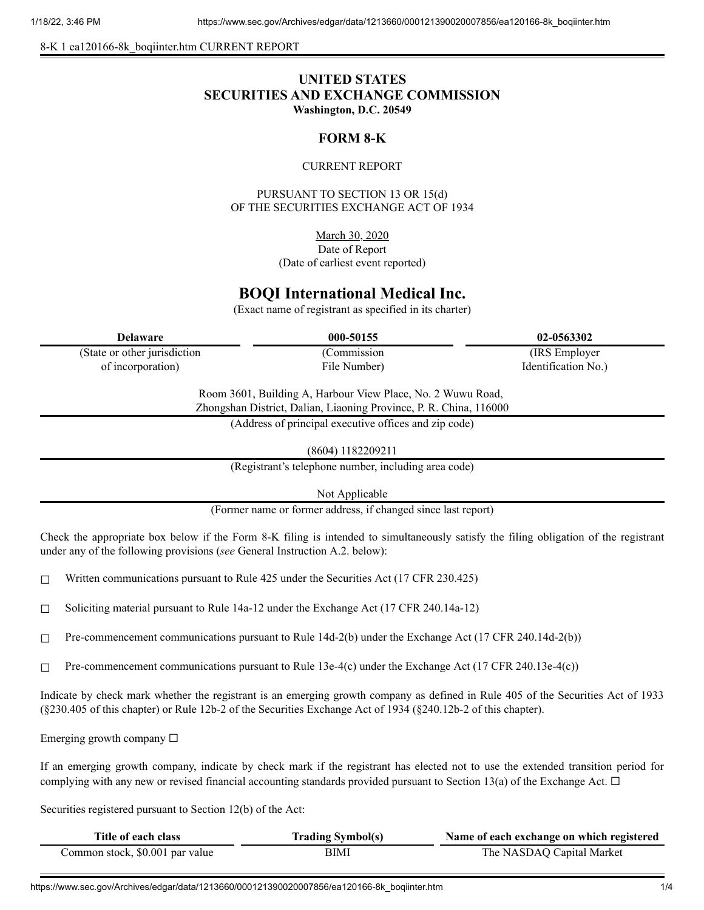8-K 1 ea120166-8k_boqiinter.htm CURRENT REPORT

# UNITED STATES
# SECURITIES AND EXCHANGE COMMISSION
**Washington, D.C. 20549**

## FORM 8-K

CURRENT REPORT

PURSUANT TO SECTION 13 OR 15(d)
OF THE SECURITIES EXCHANGE ACT OF 1934

March 30, 2020
Date of Report
(Date of earliest event reported)

# BOQI International Medical Inc.
(Exact name of registrant as specified in its charter)

| Delaware | 000-50155 | 02-0563302 |
|---|---|---|
| (State or other jurisdiction of incorporation) | (Commission File Number) | (IRS Employer Identification No.) |

Room 3601, Building A, Harbour View Place, No. 2 Wuwu Road,
Zhongshan District, Dalian, Liaoning Province, P. R. China, 116000
(Address of principal executive offices and zip code)

(8604) 1182209211
(Registrant's telephone number, including area code)

Not Applicable
(Former name or former address, if changed since last report)

Check the appropriate box below if the Form 8-K filing is intended to simultaneously satisfy the filing obligation of the registrant under any of the following provisions (*see* General Instruction A.2. below):

☐ Written communications pursuant to Rule 425 under the Securities Act (17 CFR 230.425)

☐ Soliciting material pursuant to Rule 14a-12 under the Exchange Act (17 CFR 240.14a-12)

☐ Pre-commencement communications pursuant to Rule 14d-2(b) under the Exchange Act (17 CFR 240.14d-2(b))

☐ Pre-commencement communications pursuant to Rule 13e-4(c) under the Exchange Act (17 CFR 240.13e-4(c))

Indicate by check mark whether the registrant is an emerging growth company as defined in Rule 405 of the Securities Act of 1933 (§230.405 of this chapter) or Rule 12b-2 of the Securities Exchange Act of 1934 (§240.12b-2 of this chapter).

Emerging growth company ☐

If an emerging growth company, indicate by check mark if the registrant has elected not to use the extended transition period for complying with any new or revised financial accounting standards provided pursuant to Section 13(a) of the Exchange Act. ☐

Securities registered pursuant to Section 12(b) of the Act:

| Title of each class | Trading Symbol(s) | Name of each exchange on which registered |
|---|---|---|
| Common stock, $0.001 par value | BIMI | The NASDAQ Capital Market |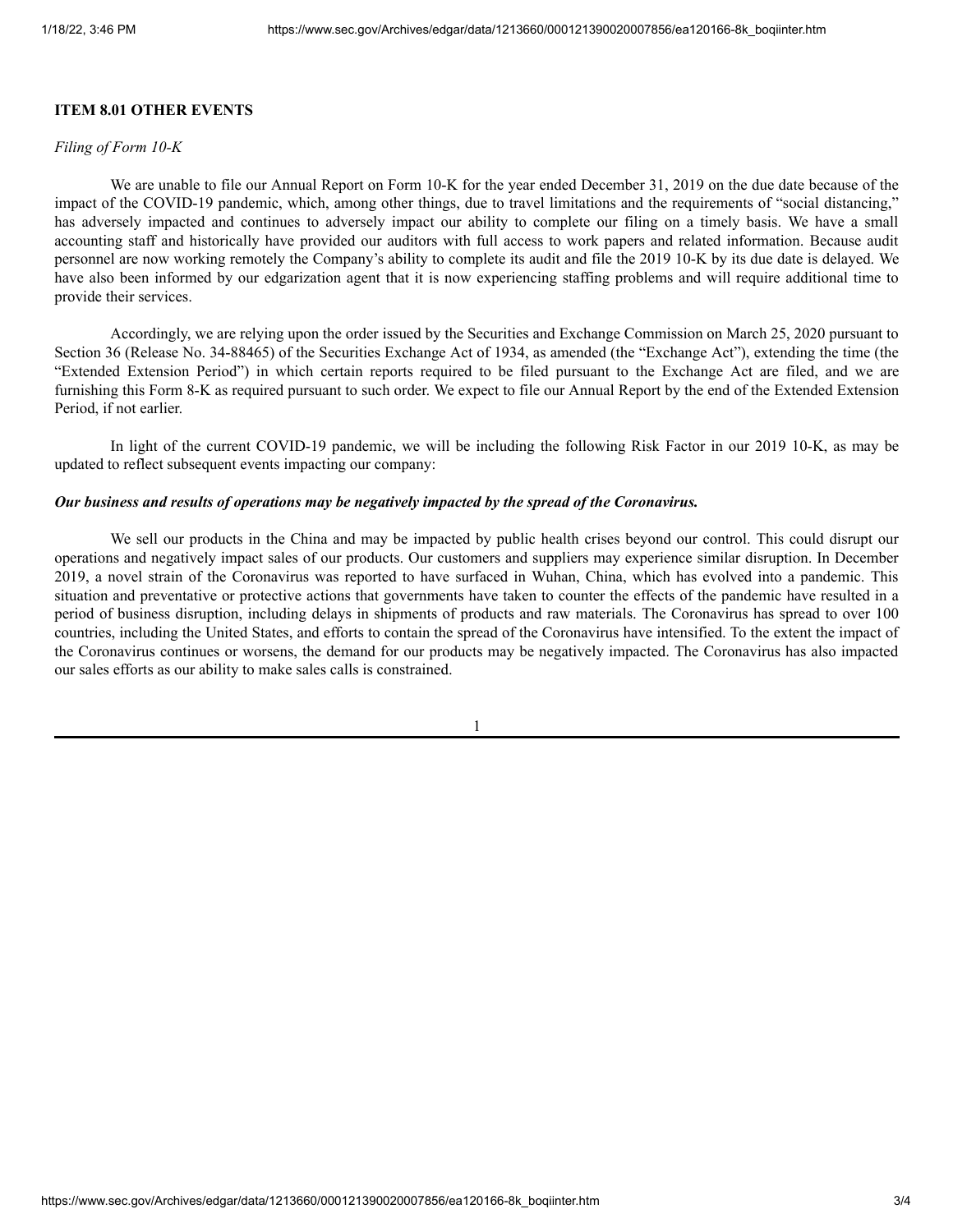## ITEM 8.01 OTHER EVENTS

*Filing of Form 10-K*

We are unable to file our Annual Report on Form 10-K for the year ended December 31, 2019 on the due date because of the impact of the COVID-19 pandemic, which, among other things, due to travel limitations and the requirements of "social distancing," has adversely impacted and continues to adversely impact our ability to complete our filing on a timely basis. We have a small accounting staff and historically have provided our auditors with full access to work papers and related information. Because audit personnel are now working remotely the Company's ability to complete its audit and file the 2019 10-K by its due date is delayed. We have also been informed by our edgarization agent that it is now experiencing staffing problems and will require additional time to provide their services.

Accordingly, we are relying upon the order issued by the Securities and Exchange Commission on March 25, 2020 pursuant to Section 36 (Release No. 34-88465) of the Securities Exchange Act of 1934, as amended (the "Exchange Act"), extending the time (the "Extended Extension Period") in which certain reports required to be filed pursuant to the Exchange Act are filed, and we are furnishing this Form 8-K as required pursuant to such order. We expect to file our Annual Report by the end of the Extended Extension Period, if not earlier.

In light of the current COVID-19 pandemic, we will be including the following Risk Factor in our 2019 10-K, as may be updated to reflect subsequent events impacting our company:

***Our business and results of operations may be negatively impacted by the spread of the Coronavirus.***

We sell our products in the China and may be impacted by public health crises beyond our control. This could disrupt our operations and negatively impact sales of our products. Our customers and suppliers may experience similar disruption. In December 2019, a novel strain of the Coronavirus was reported to have surfaced in Wuhan, China, which has evolved into a pandemic. This situation and preventative or protective actions that governments have taken to counter the effects of the pandemic have resulted in a period of business disruption, including delays in shipments of products and raw materials. The Coronavirus has spread to over 100 countries, including the United States, and efforts to contain the spread of the Coronavirus have intensified. To the extent the impact of the Coronavirus continues or worsens, the demand for our products may be negatively impacted. The Coronavirus has also impacted our sales efforts as our ability to make sales calls is constrained.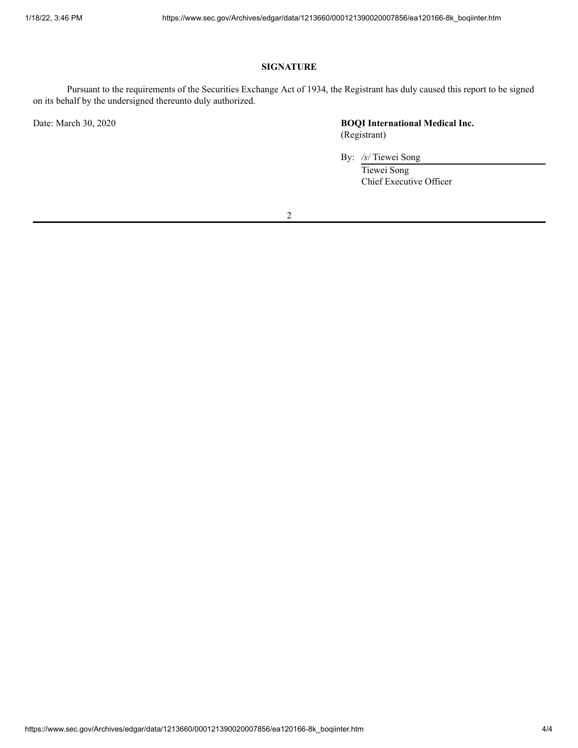**SIGNATURE**

Pursuant to the requirements of the Securities Exchange Act of 1934, the Registrant has duly caused this report to be signed on its behalf by the undersigned thereunto duly authorized.

Date: March 30, 2020

**BOQI International Medical Inc.**
(Registrant)

By: */s/* Tiewei Song
Tiewei Song
Chief Executive Officer